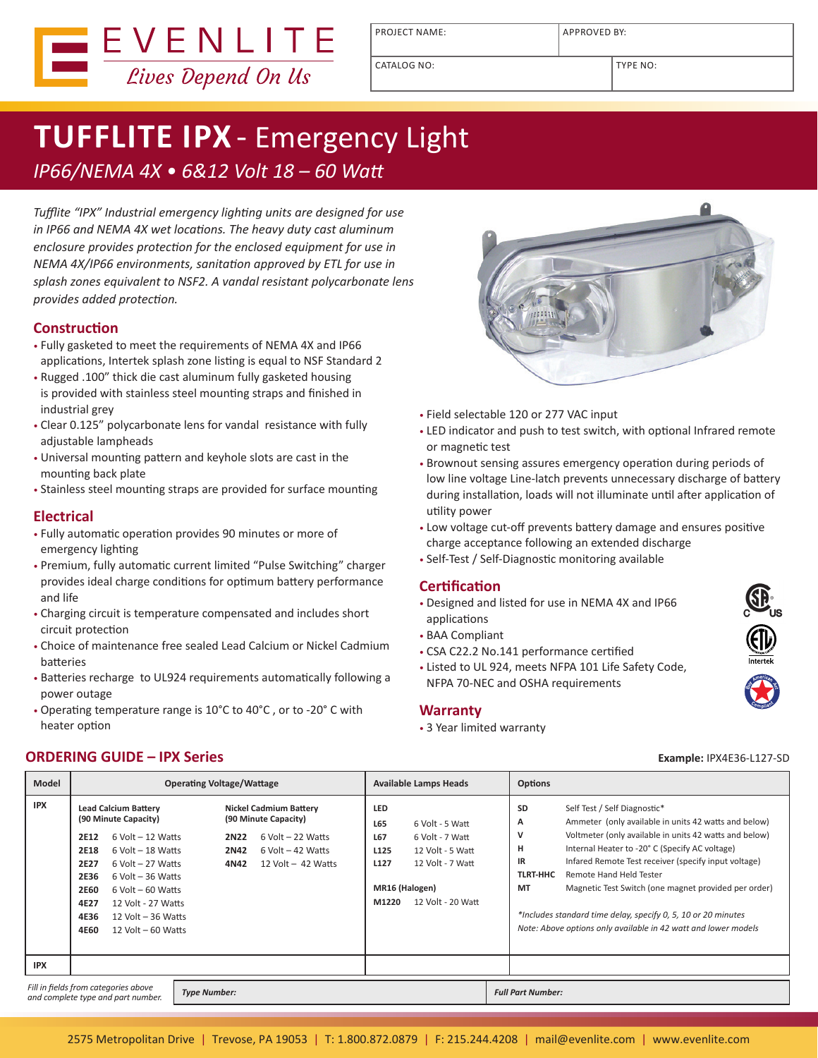EVENLITE
*Lives Depend On Us*

| PROJECT NAME: | APPROVED BY: |
|---|---|
| CATALOG NO: | TYPE NO: |

# TUFFLITE IPX - Emergency Light

*IP66/NEMA 4X • 6&12 Volt 18 – 60 Watt*

*Tufflite "IPX" Industrial emergency lighting units are designed for use in IP66 and NEMA 4X wet locations. The heavy duty cast aluminum enclosure provides protection for the enclosed equipment for use in NEMA 4X/IP66 environments, sanitation approved by ETL for use in splash zones equivalent to NSF2. A vandal resistant polycarbonate lens provides added protection.*

## Construction

- Fully gasketed to meet the requirements of NEMA 4X and IP66 applications, Intertek splash zone listing is equal to NSF Standard 2
- Rugged .100" thick die cast aluminum fully gasketed housing is provided with stainless steel mounting straps and finished in industrial grey
- Clear 0.125" polycarbonate lens for vandal resistance with fully adjustable lampheads
- Universal mounting pattern and keyhole slots are cast in the mounting back plate
- Stainless steel mounting straps are provided for surface mounting

## Electrical

- Fully automatic operation provides 90 minutes or more of emergency lighting
- Premium, fully automatic current limited "Pulse Switching" charger provides ideal charge conditions for optimum battery performance and life
- Charging circuit is temperature compensated and includes short circuit protection
- Choice of maintenance free sealed Lead Calcium or Nickel Cadmium batteries
- Batteries recharge to UL924 requirements automatically following a power outage
- Operating temperature range is 10°C to 40°C , or to -20° C with heater option
- Field selectable 120 or 277 VAC input
- LED indicator and push to test switch, with optional Infrared remote or magnetic test
- Brownout sensing assures emergency operation during periods of low line voltage Line-latch prevents unnecessary discharge of battery during installation, loads will not illuminate until after application of utility power
- Low voltage cut-off prevents battery damage and ensures positive charge acceptance following an extended discharge
- Self-Test / Self-Diagnostic monitoring available

## Certification

- Designed and listed for use in NEMA 4X and IP66 applications
- BAA Compliant
- CSA C22.2 No.141 performance certified
- Listed to UL 924, meets NFPA 101 Life Safety Code, NFPA 70-NEC and OSHA requirements

## Warranty

- 3 Year limited warranty

## ORDERING GUIDE – IPX Series

**Example:** IPX4E36-L127-SD

| Model | Operating Voltage/Wattage | | Available Lamps Heads | Options |
|---|---|---|---|---|
| IPX | **Lead Calcium Battery (90 Minute Capacity)**<br>**2E12** 6 Volt – 12 Watts<br>**2E18** 6 Volt – 18 Watts<br>**2E27** 6 Volt – 27 Watts<br>**2E36** 6 Volt – 36 Watts<br>**2E60** 6 Volt – 60 Watts<br>**4E27** 12 Volt - 27 Watts<br>**4E36** 12 Volt – 36 Watts<br>**4E60** 12 Volt – 60 Watts | **Nickel Cadmium Battery (90 Minute Capacity)**<br>**2N22** 6 Volt – 22 Watts<br>**2N42** 6 Volt – 42 Watts<br>**4N42** 12 Volt – 42 Watts | **LED**<br>**L65** 6 Volt - 5 Watt<br>**L67** 6 Volt - 7 Watt<br>**L125** 12 Volt - 5 Watt<br>**L127** 12 Volt - 7 Watt<br><br>**MR16 (Halogen)**<br>**M1220** 12 Volt - 20 Watt | **SD** Self Test / Self Diagnostic*<br>**A** Ammeter (only available in units 42 watts and below)<br>**V** Voltmeter (only available in units 42 watts and below)<br>**H** Internal Heater to -20° C (Specify AC voltage)<br>**IR** Infared Remote Test receiver (specify input voltage)<br>**TLRT-HHC** Remote Hand Held Tester<br>**MT** Magnetic Test Switch (one magnet provided per order)<br><br>*\*Includes standard time delay, specify 0, 5, 10 or 20 minutes*<br>*Note: Above options only available in 42 watt and lower models* |
| IPX | | | | |

*Fill in fields from categories above and complete type and part number.* | ***Type Number:*** | ***Full Part Number:***

2575 Metropolitan Drive | Trevose, PA 19053 | T: 1.800.872.0879 | F: 215.244.4208 | mail@evenlite.com | www.evenlite.com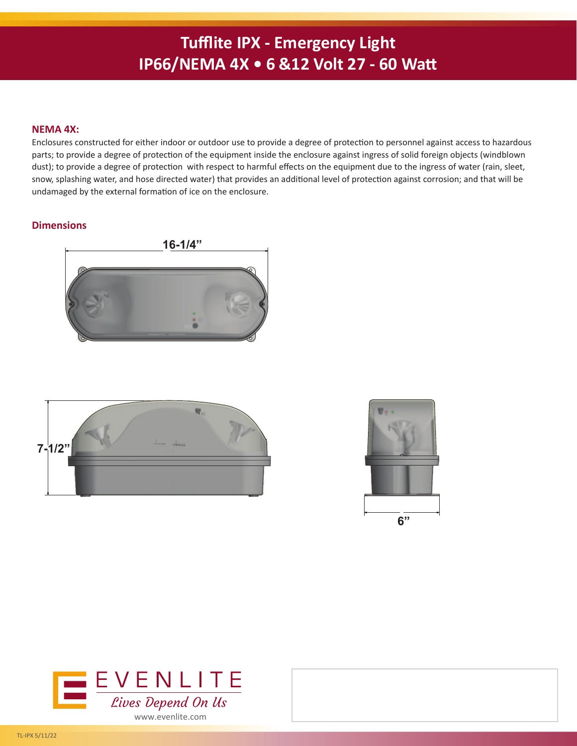# Tufflite IPX - Emergency Light
# IP66/NEMA 4X • 6 &12 Volt 27 - 60 Watt

## NEMA 4X:

Enclosures constructed for either indoor or outdoor use to provide a degree of protection to personnel against access to hazardous parts; to provide a degree of protection of the equipment inside the enclosure against ingress of solid foreign objects (windblown dust); to provide a degree of protection with respect to harmful effects on the equipment due to the ingress of water (rain, sleet, snow, splashing water, and hose directed water) that provides an additional level of protection against corrosion; and that will be undamaged by the external formation of ice on the enclosure.

## Dimensions

16-1/4"

7-1/2"

6"

EVENLITE

*Lives Depend On Us*

www.evenlite.com

TL-IPX 5/11/22